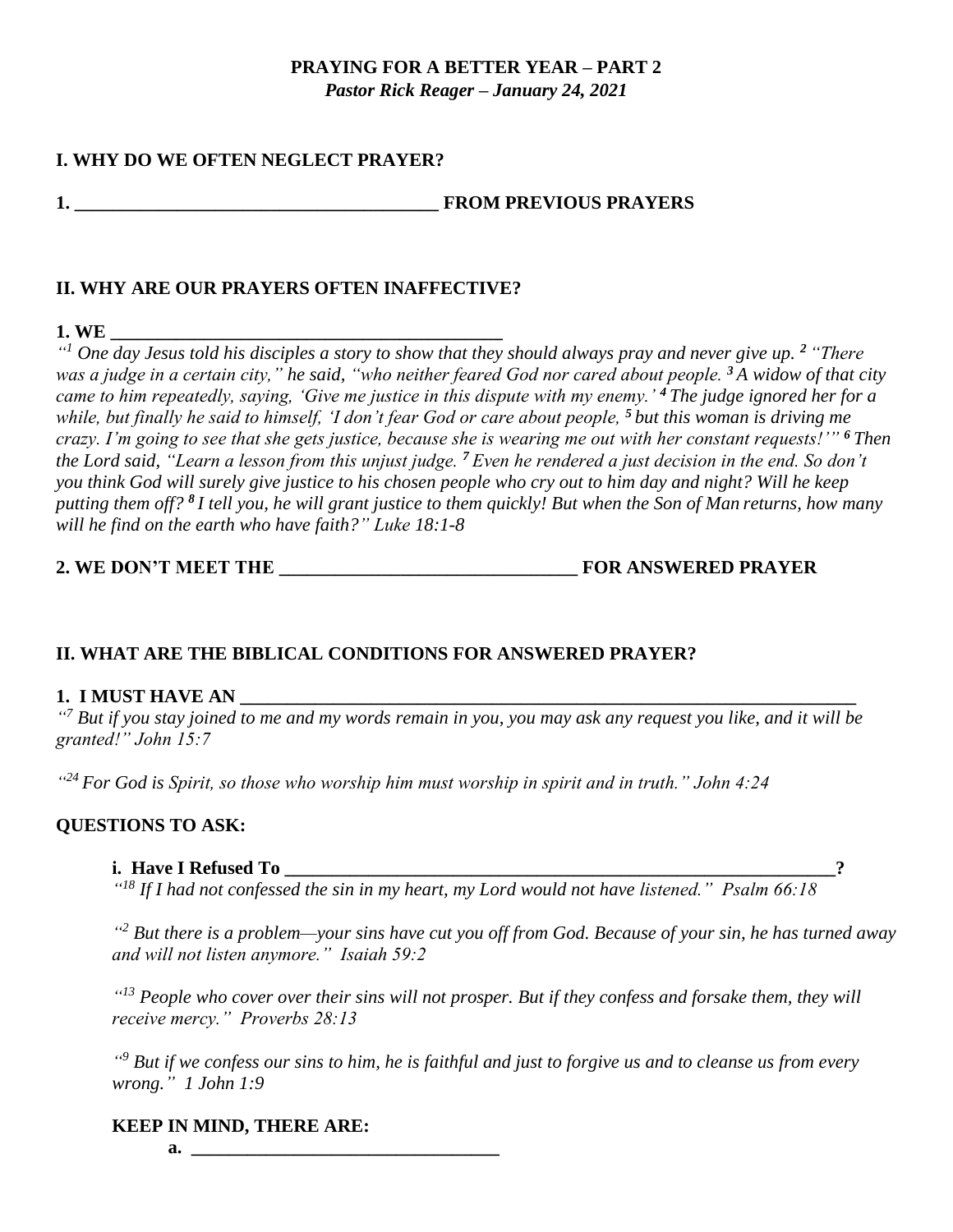**PRAYING FOR A BETTER YEAR – PART 2**
***Pastor Rick Reager – January 24, 2021***

## I. WHY DO WE OFTEN NEGLECT PRAYER?

**1. _______________________________________ FROM PREVIOUS PRAYERS**

## II. WHY ARE OUR PRAYERS OFTEN INAFFECTIVE?

**1. WE ___________________________________________**

*"[1] One day Jesus told his disciples a story to show that they should always pray and never give up. [2] "There was a judge in a certain city," he said, "who neither feared God nor cared about people. [3] A widow of that city came to him repeatedly, saying, 'Give me justice in this dispute with my enemy.' [4] The judge ignored her for a while, but finally he said to himself, 'I don't fear God or care about people, [5] but this woman is driving me crazy. I'm going to see that she gets justice, because she is wearing me out with her constant requests!'" [6] Then the Lord said, "Learn a lesson from this unjust judge. [7] Even he rendered a just decision in the end. So don't you think God will surely give justice to his chosen people who cry out to him day and night? Will he keep putting them off? [8] I tell you, he will grant justice to them quickly! But when the Son of Man returns, how many will he find on the earth who have faith?" Luke 18:1-8*

**2. WE DON'T MEET THE ________________________________ FOR ANSWERED PRAYER**

## II. WHAT ARE THE BIBLICAL CONDITIONS FOR ANSWERED PRAYER?

**1. I MUST HAVE AN _____________________________________________________________________**

*"[7] But if you stay joined to me and my words remain in you, you may ask any request you like, and it will be granted!" John 15:7*

*"[24] For God is Spirit, so those who worship him must worship in spirit and in truth." John 4:24*

**QUESTIONS TO ASK:**

**i. Have I Refused To ______________________________________________________________?**

*"[18] If I had not confessed the sin in my heart, my Lord would not have listened." Psalm 66:18*

*"[2] But there is a problem—your sins have cut you off from God. Because of your sin, he has turned away and will not listen anymore." Isaiah 59:2*

*"[13] People who cover over their sins will not prosper. But if they confess and forsake them, they will receive mercy." Proverbs 28:13*

*"[9] But if we confess our sins to him, he is faithful and just to forgive us and to cleanse us from every wrong." 1 John 1:9*

**KEEP IN MIND, THERE ARE:**

**a. __________________________________**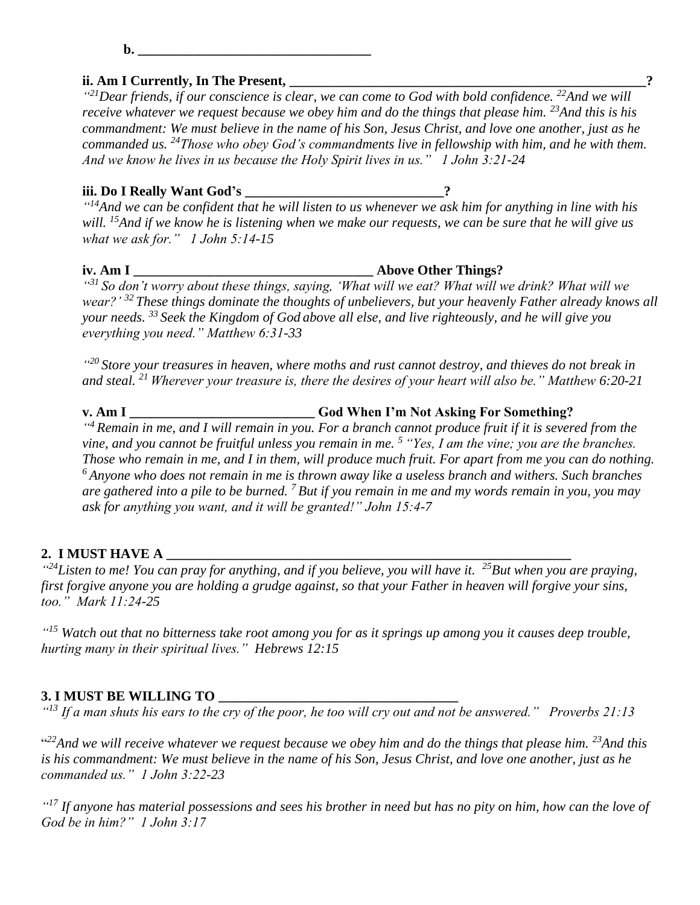**b. ___________________________________**

**ii. Am I Currently, In The Present, ________________________________________________________?**

*"[21]Dear friends, if our conscience is clear, we can come to God with bold confidence. [22]And we will receive whatever we request because we obey him and do the things that please him. [23]And this is his commandment: We must believe in the name of his Son, Jesus Christ, and love one another, just as he commanded us. [24]Those who obey God's commandments live in fellowship with him, and he with them. And we know he lives in us because the Holy Spirit lives in us." 1 John 3:21-24*

**iii. Do I Really Want God's ______________________________?**

*"[14]And we can be confident that he will listen to us whenever we ask him for anything in line with his will. [15]And if we know he is listening when we make our requests, we can be sure that he will give us what we ask for." 1 John 5:14-15*

**iv. Am I ____________________________________ Above Other Things?**

*"[31] So don't worry about these things, saying, 'What will we eat? What will we drink? What will we wear?' [32] These things dominate the thoughts of unbelievers, but your heavenly Father already knows all your needs. [33] Seek the Kingdom of God above all else, and live righteously, and he will give you everything you need." Matthew 6:31-33*

*"[20] Store your treasures in heaven, where moths and rust cannot destroy, and thieves do not break in and steal. [21] Wherever your treasure is, there the desires of your heart will also be." Matthew 6:20-21*

**v. Am I ____________________________ God When I'm Not Asking For Something?**

*"[4] Remain in me, and I will remain in you. For a branch cannot produce fruit if it is severed from the vine, and you cannot be fruitful unless you remain in me. [5] "Yes, I am the vine; you are the branches. Those who remain in me, and I in them, will produce much fruit. For apart from me you can do nothing. [6] Anyone who does not remain in me is thrown away like a useless branch and withers. Such branches are gathered into a pile to be burned. [7] But if you remain in me and my words remain in you, you may ask for anything you want, and it will be granted!" John 15:4-7*

**2. I MUST HAVE A _______________________________________________________________**

*"[24]Listen to me! You can pray for anything, and if you believe, you will have it. [25]But when you are praying, first forgive anyone you are holding a grudge against, so that your Father in heaven will forgive your sins, too." Mark 11:24-25*

*"[15] Watch out that no bitterness take root among you for as it springs up among you it causes deep trouble, hurting many in their spiritual lives." Hebrews 12:15*

**3. I MUST BE WILLING TO ____________________________________**

*"[13] If a man shuts his ears to the cry of the poor, he too will cry out and not be answered." Proverbs 21:13*

*"[22]And we will receive whatever we request because we obey him and do the things that please him. [23]And this is his commandment: We must believe in the name of his Son, Jesus Christ, and love one another, just as he commanded us." 1 John 3:22-23*

*"[17] If anyone has material possessions and sees his brother in need but has no pity on him, how can the love of God be in him?" 1 John 3:17*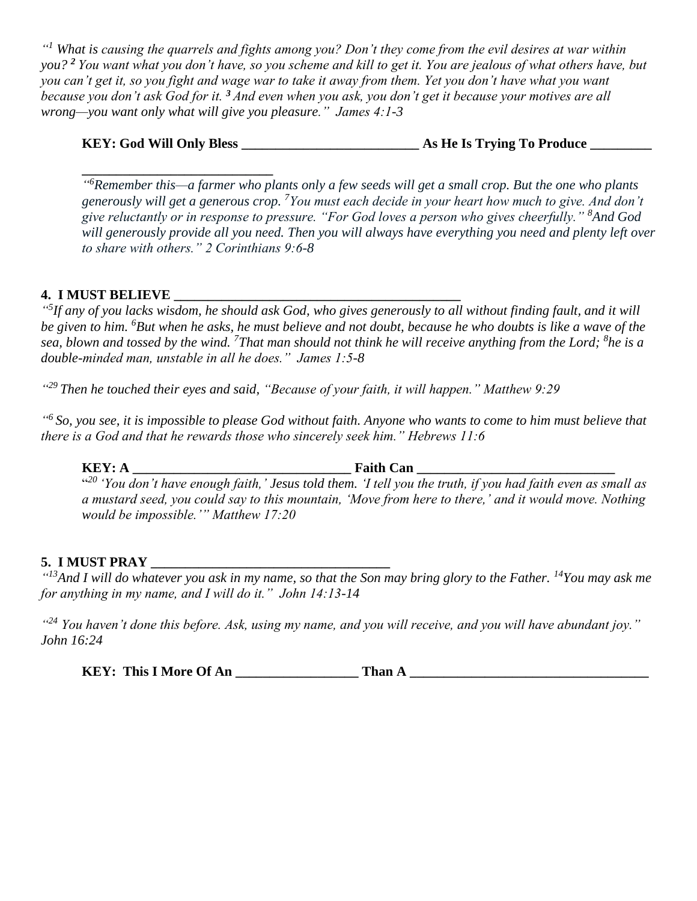*"[1] What is causing the quarrels and fights among you? Don't they come from the evil desires at war within you? [2] You want what you don't have, so you scheme and kill to get it. You are jealous of what others have, but you can't get it, so you fight and wage war to take it away from them. Yet you don't have what you want because you don't ask God for it. [3] And even when you ask, you don't get it because your motives are all wrong—you want only what will give you pleasure." James 4:1-3*

**KEY: God Will Only Bless __________________________ As He Is Trying To Produce _________ ___________________________**

*"[6]Remember this—a farmer who plants only a few seeds will get a small crop. But the one who plants generously will get a generous crop. [7]You must each decide in your heart how much to give. And don't give reluctantly or in response to pressure. "For God loves a person who gives cheerfully." [8]And God will generously provide all you need. Then you will always have everything you need and plenty left over to share with others." 2 Corinthians 9:6-8*

**4. I MUST BELIEVE __________________________________________**

*"[5]If any of you lacks wisdom, he should ask God, who gives generously to all without finding fault, and it will be given to him. [6]But when he asks, he must believe and not doubt, because he who doubts is like a wave of the sea, blown and tossed by the wind. [7]That man should not think he will receive anything from the Lord; [8]he is a double-minded man, unstable in all he does." James 1:5-8*

*"[29] Then he touched their eyes and said, "Because of your faith, it will happen." Matthew 9:29*

*"[6] So, you see, it is impossible to please God without faith. Anyone who wants to come to him must believe that there is a God and that he rewards those who sincerely seek him." Hebrews 11:6*

**KEY: A ________________________________ Faith Can _____________________________**

*"[20] 'You don't have enough faith,' Jesus told them. 'I tell you the truth, if you had faith even as small as a mustard seed, you could say to this mountain, 'Move from here to there,' and it would move. Nothing would be impossible.'" Matthew 17:20*

**5. I MUST PRAY ___________________________________**

*"[13]And I will do whatever you ask in my name, so that the Son may bring glory to the Father. [14]You may ask me for anything in my name, and I will do it." John 14:13-14*

*"[24] You haven't done this before. Ask, using my name, and you will receive, and you will have abundant joy." John 16:24*

**KEY: This I More Of An _________________ Than A ___________________________________**